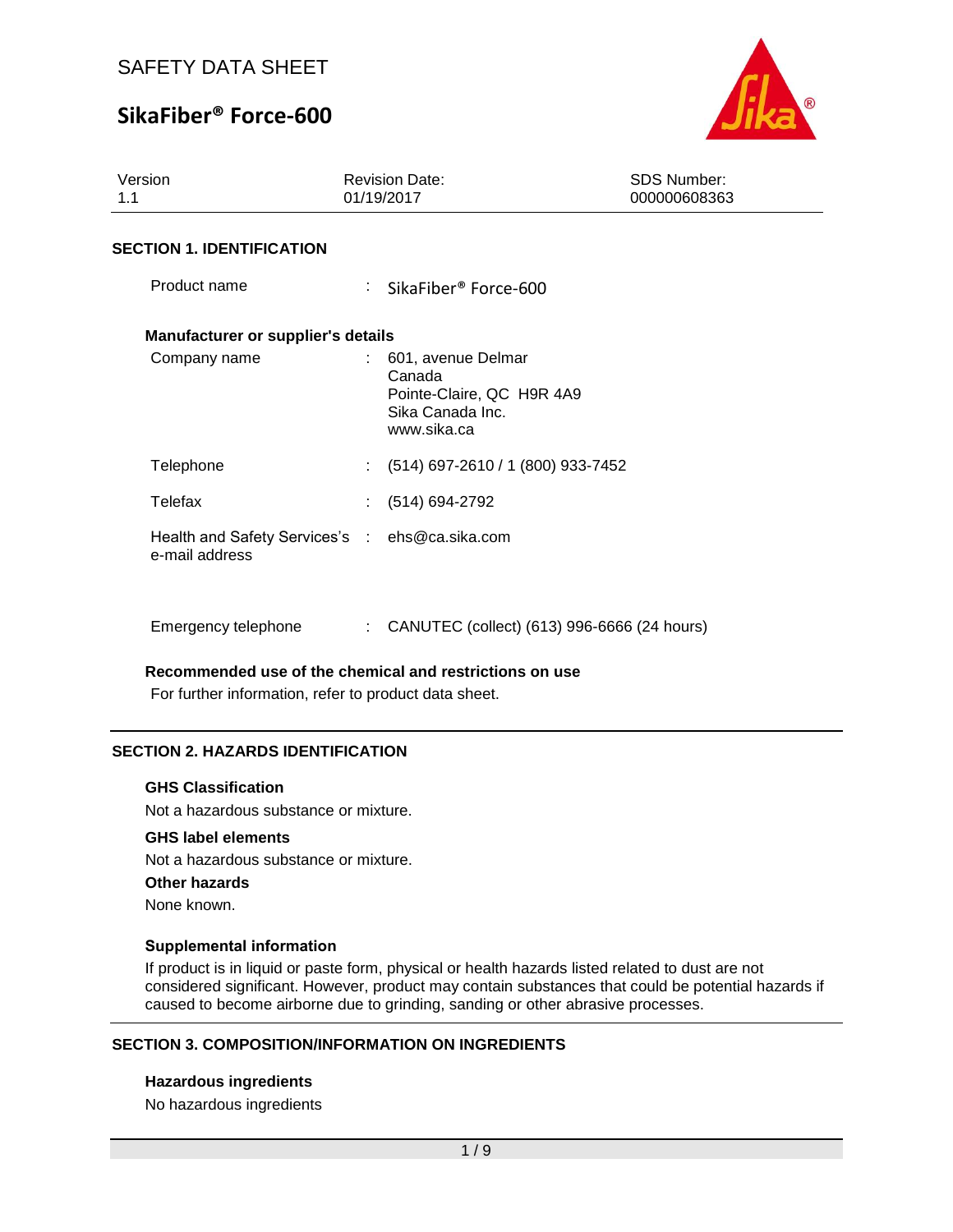SAFETY DATA SHEET

# SikaFiber® Force-600

| Version | Revision Date: | SDS Number: |
| --- | --- | --- |
| 1.1 | 01/19/2017 | 000000608363 |

## SECTION 1. IDENTIFICATION

Product name : SikaFiber® Force-600

**Manufacturer or supplier's details**

Company name : 601, avenue Delmar
Canada
Pointe-Claire, QC H9R 4A9
Sika Canada Inc.
www.sika.ca

Telephone : (514) 697-2610 / 1 (800) 933-7452

Telefax : (514) 694-2792

Health and Safety Services's e-mail address : ehs@ca.sika.com

Emergency telephone : CANUTEC (collect) (613) 996-6666 (24 hours)

**Recommended use of the chemical and restrictions on use**

For further information, refer to product data sheet.

## SECTION 2. HAZARDS IDENTIFICATION

**GHS Classification**

Not a hazardous substance or mixture.

**GHS label elements**

Not a hazardous substance or mixture.

**Other hazards**

None known.

**Supplemental information**

If product is in liquid or paste form, physical or health hazards listed related to dust are not considered significant. However, product may contain substances that could be potential hazards if caused to become airborne due to grinding, sanding or other abrasive processes.

## SECTION 3. COMPOSITION/INFORMATION ON INGREDIENTS

**Hazardous ingredients**

No hazardous ingredients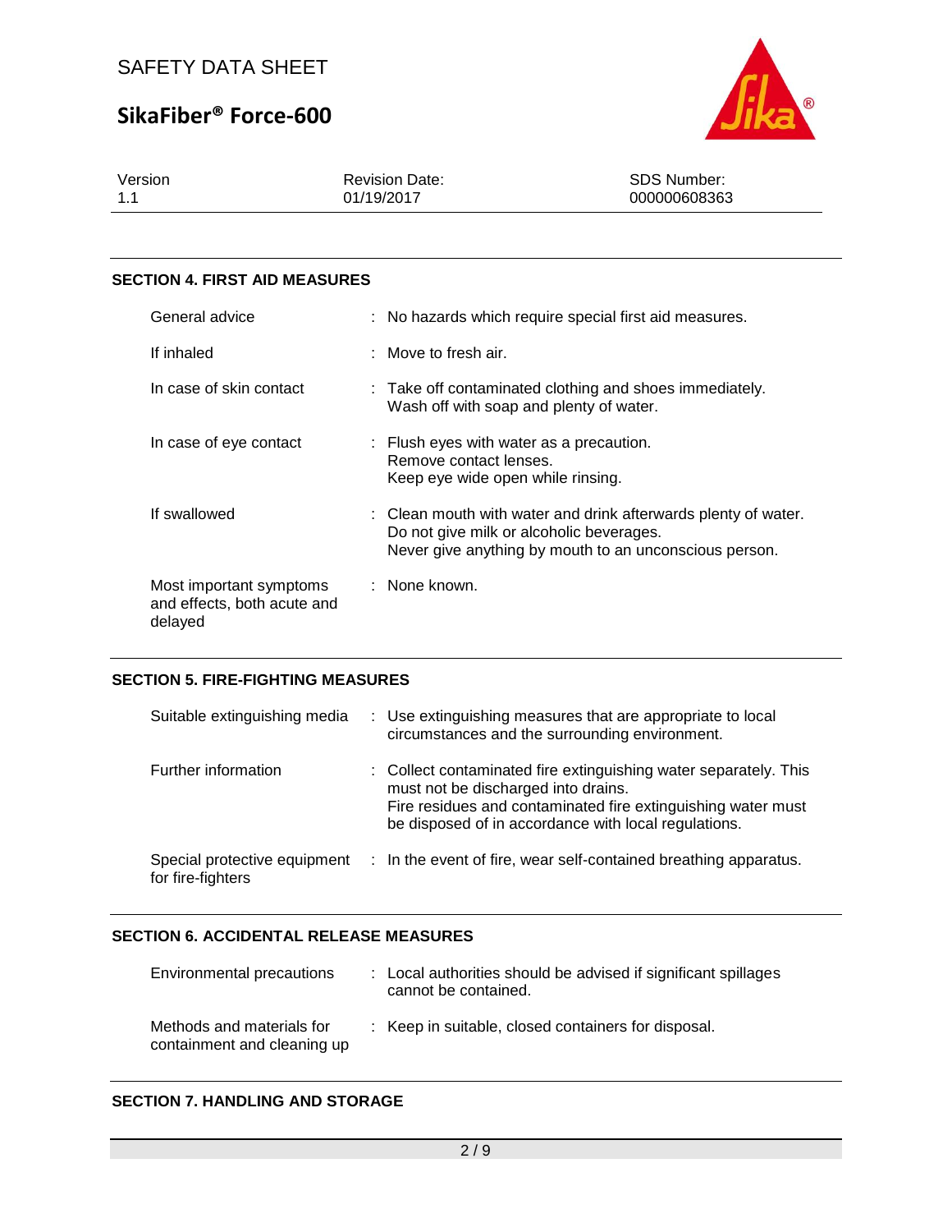## SECTION 4. FIRST AID MEASURES

| | |
|---|---|
| General advice | : No hazards which require special first aid measures. |
| If inhaled | : Move to fresh air. |
| In case of skin contact | : Take off contaminated clothing and shoes immediately. Wash off with soap and plenty of water. |
| In case of eye contact | : Flush eyes with water as a precaution. Remove contact lenses. Keep eye wide open while rinsing. |
| If swallowed | : Clean mouth with water and drink afterwards plenty of water. Do not give milk or alcoholic beverages. Never give anything by mouth to an unconscious person. |
| Most important symptoms and effects, both acute and delayed | : None known. |

## SECTION 5. FIRE-FIGHTING MEASURES

| | |
|---|---|
| Suitable extinguishing media | : Use extinguishing measures that are appropriate to local circumstances and the surrounding environment. |
| Further information | : Collect contaminated fire extinguishing water separately. This must not be discharged into drains. Fire residues and contaminated fire extinguishing water must be disposed of in accordance with local regulations. |
| Special protective equipment for fire-fighters | : In the event of fire, wear self-contained breathing apparatus. |

## SECTION 6. ACCIDENTAL RELEASE MEASURES

| | |
|---|---|
| Environmental precautions | : Local authorities should be advised if significant spillages cannot be contained. |
| Methods and materials for containment and cleaning up | : Keep in suitable, closed containers for disposal. |

## SECTION 7. HANDLING AND STORAGE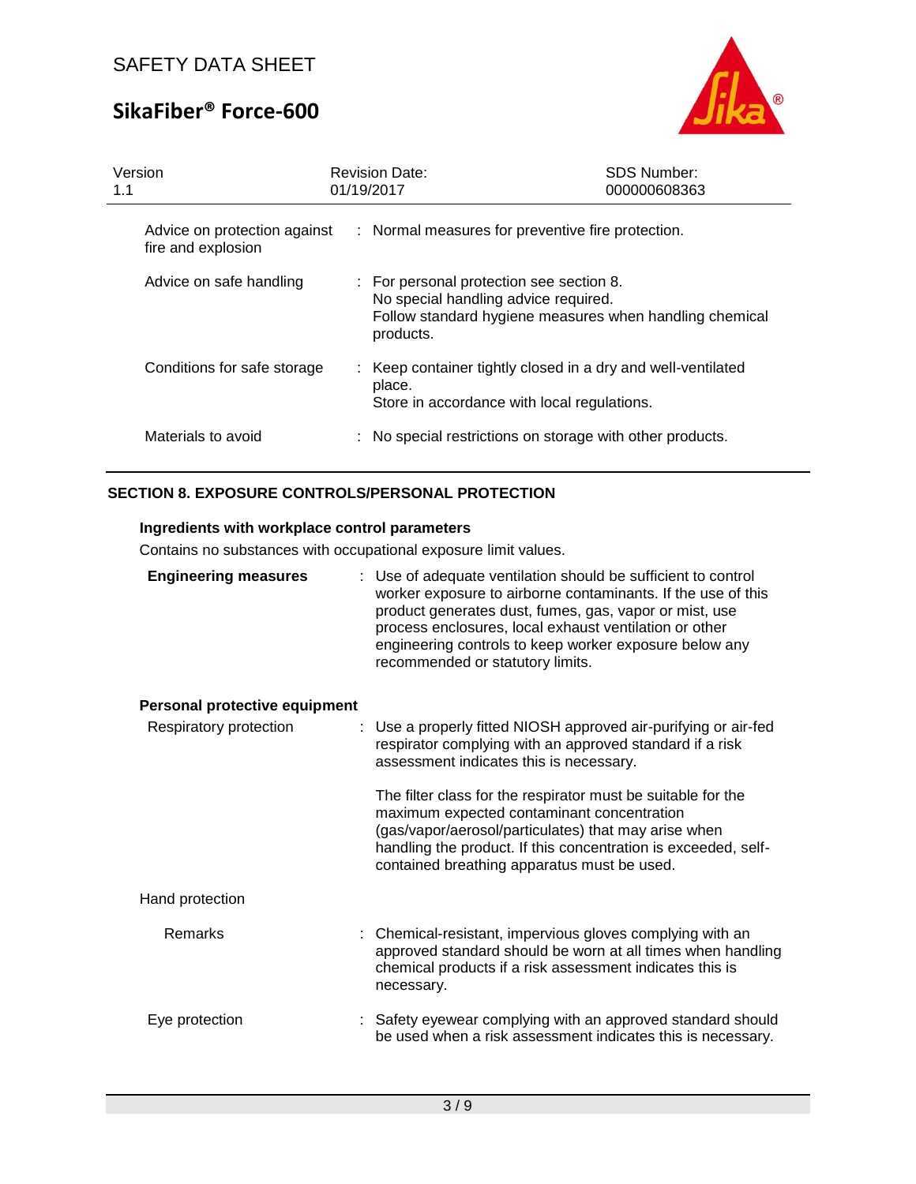| | | |
|---|---|---|
| Advice on protection against fire and explosion | : | Normal measures for preventive fire protection. |
| Advice on safe handling | : | For personal protection see section 8.<br>No special handling advice required.<br>Follow standard hygiene measures when handling chemical products. |
| Conditions for safe storage | : | Keep container tightly closed in a dry and well-ventilated place.<br>Store in accordance with local regulations. |
| Materials to avoid | : | No special restrictions on storage with other products. |

## SECTION 8. EXPOSURE CONTROLS/PERSONAL PROTECTION

### Ingredients with workplace control parameters

Contains no substances with occupational exposure limit values.

**Engineering measures** : Use of adequate ventilation should be sufficient to control worker exposure to airborne contaminants. If the use of this product generates dust, fumes, gas, vapor or mist, use process enclosures, local exhaust ventilation or other engineering controls to keep worker exposure below any recommended or statutory limits.

### Personal protective equipment

Respiratory protection : Use a properly fitted NIOSH approved air-purifying or air-fed respirator complying with an approved standard if a risk assessment indicates this is necessary.

The filter class for the respirator must be suitable for the maximum expected contaminant concentration (gas/vapor/aerosol/particulates) that may arise when handling the product. If this concentration is exceeded, self-contained breathing apparatus must be used.

Hand protection

Remarks : Chemical-resistant, impervious gloves complying with an approved standard should be worn at all times when handling chemical products if a risk assessment indicates this is necessary.

Eye protection : Safety eyewear complying with an approved standard should be used when a risk assessment indicates this is necessary.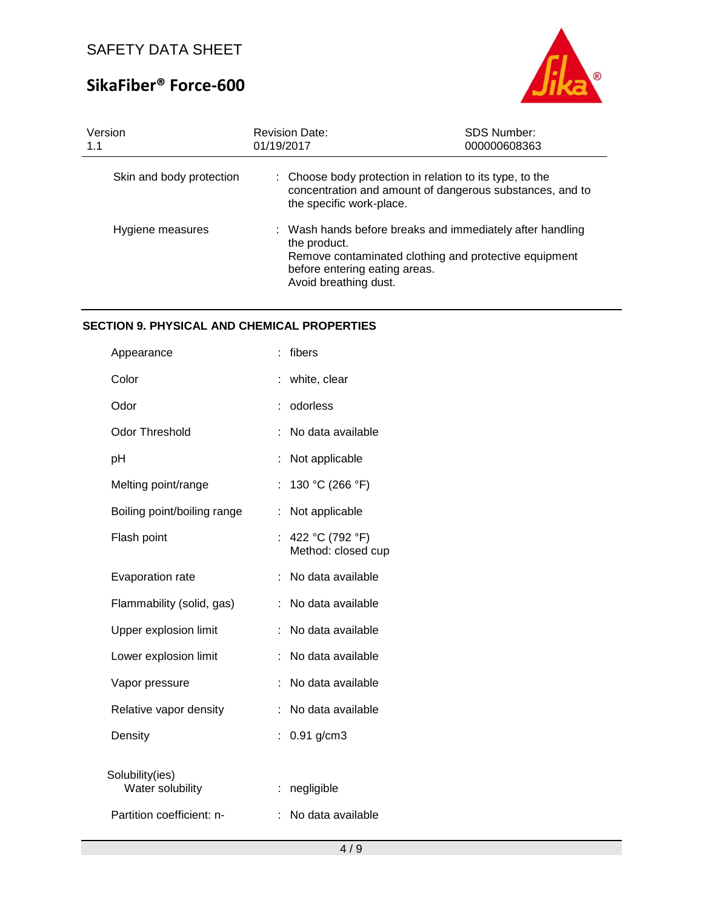| | |
|---|---|
| Skin and body protection | : Choose body protection in relation to its type, to the concentration and amount of dangerous substances, and to the specific work-place. |
| Hygiene measures | : Wash hands before breaks and immediately after handling the product.<br>Remove contaminated clothing and protective equipment before entering eating areas.<br>Avoid breathing dust. |

## SECTION 9. PHYSICAL AND CHEMICAL PROPERTIES

| | |
|---|---|
| Appearance | : fibers |
| Color | : white, clear |
| Odor | : odorless |
| Odor Threshold | : No data available |
| pH | : Not applicable |
| Melting point/range | : 130 °C (266 °F) |
| Boiling point/boiling range | : Not applicable |
| Flash point | : 422 °C (792 °F)<br>Method: closed cup |
| Evaporation rate | : No data available |
| Flammability (solid, gas) | : No data available |
| Upper explosion limit | : No data available |
| Lower explosion limit | : No data available |
| Vapor pressure | : No data available |
| Relative vapor density | : No data available |
| Density | : 0.91 g/cm3 |
| Solubility(ies)<br>Water solubility | : negligible |
| Partition coefficient: n- | : No data available |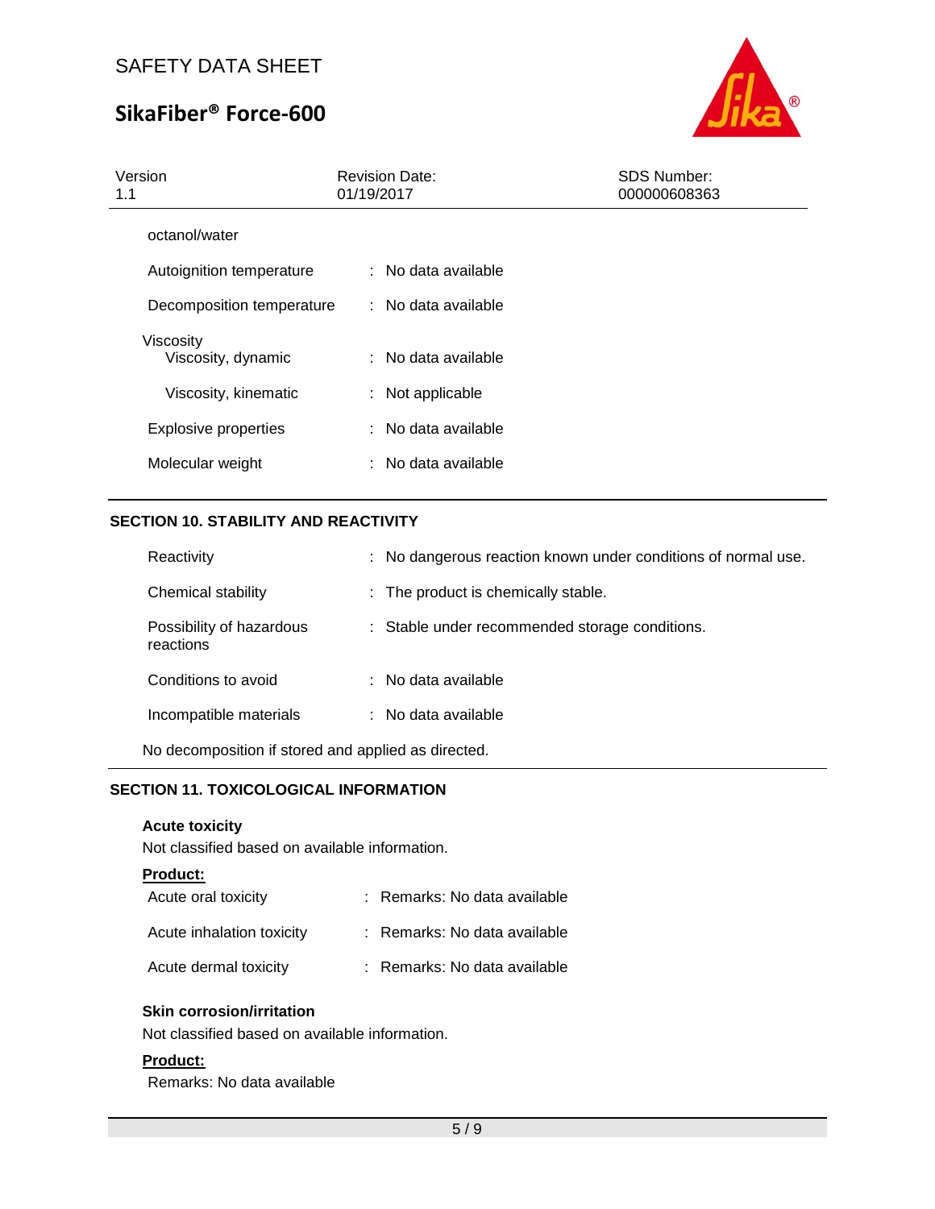octanol/water

| | | |
|---|---|---|
| Autoignition temperature | : | No data available |
| Decomposition temperature | : | No data available |
| Viscosity | | |
| Viscosity, dynamic | : | No data available |
| Viscosity, kinematic | : | Not applicable |
| Explosive properties | : | No data available |
| Molecular weight | : | No data available |

## SECTION 10. STABILITY AND REACTIVITY

| | | |
|---|---|---|
| Reactivity | : | No dangerous reaction known under conditions of normal use. |
| Chemical stability | : | The product is chemically stable. |
| Possibility of hazardous reactions | : | Stable under recommended storage conditions. |
| Conditions to avoid | : | No data available |
| Incompatible materials | : | No data available |

No decomposition if stored and applied as directed.

## SECTION 11. TOXICOLOGICAL INFORMATION

**Acute toxicity**

Not classified based on available information.

**Product:**

| | | |
|---|---|---|
| Acute oral toxicity | : | Remarks: No data available |
| Acute inhalation toxicity | : | Remarks: No data available |
| Acute dermal toxicity | : | Remarks: No data available |

**Skin corrosion/irritation**

Not classified based on available information.

**Product:**

Remarks: No data available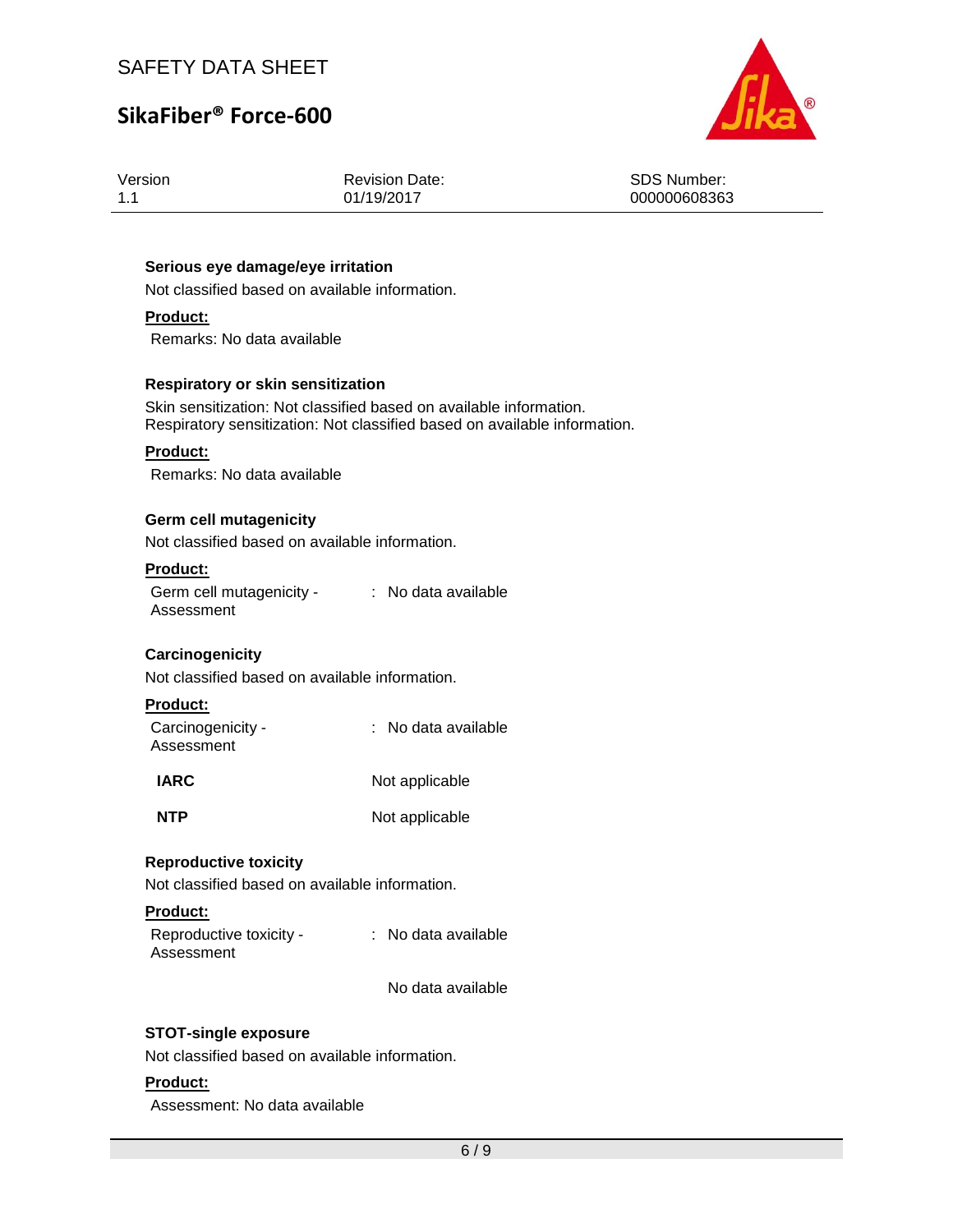**Serious eye damage/eye irritation**

Not classified based on available information.

**Product:**

Remarks: No data available

**Respiratory or skin sensitization**

Skin sensitization: Not classified based on available information.
Respiratory sensitization: Not classified based on available information.

**Product:**

Remarks: No data available

**Germ cell mutagenicity**

Not classified based on available information.

**Product:**

Germ cell mutagenicity - Assessment : No data available

**Carcinogenicity**

Not classified based on available information.

**Product:**

Carcinogenicity - Assessment : No data available

| | |
|---|---|
| **IARC** | Not applicable |
| **NTP** | Not applicable |

**Reproductive toxicity**

Not classified based on available information.

**Product:**

Reproductive toxicity - Assessment : No data available

No data available

**STOT-single exposure**

Not classified based on available information.

**Product:**

Assessment: No data available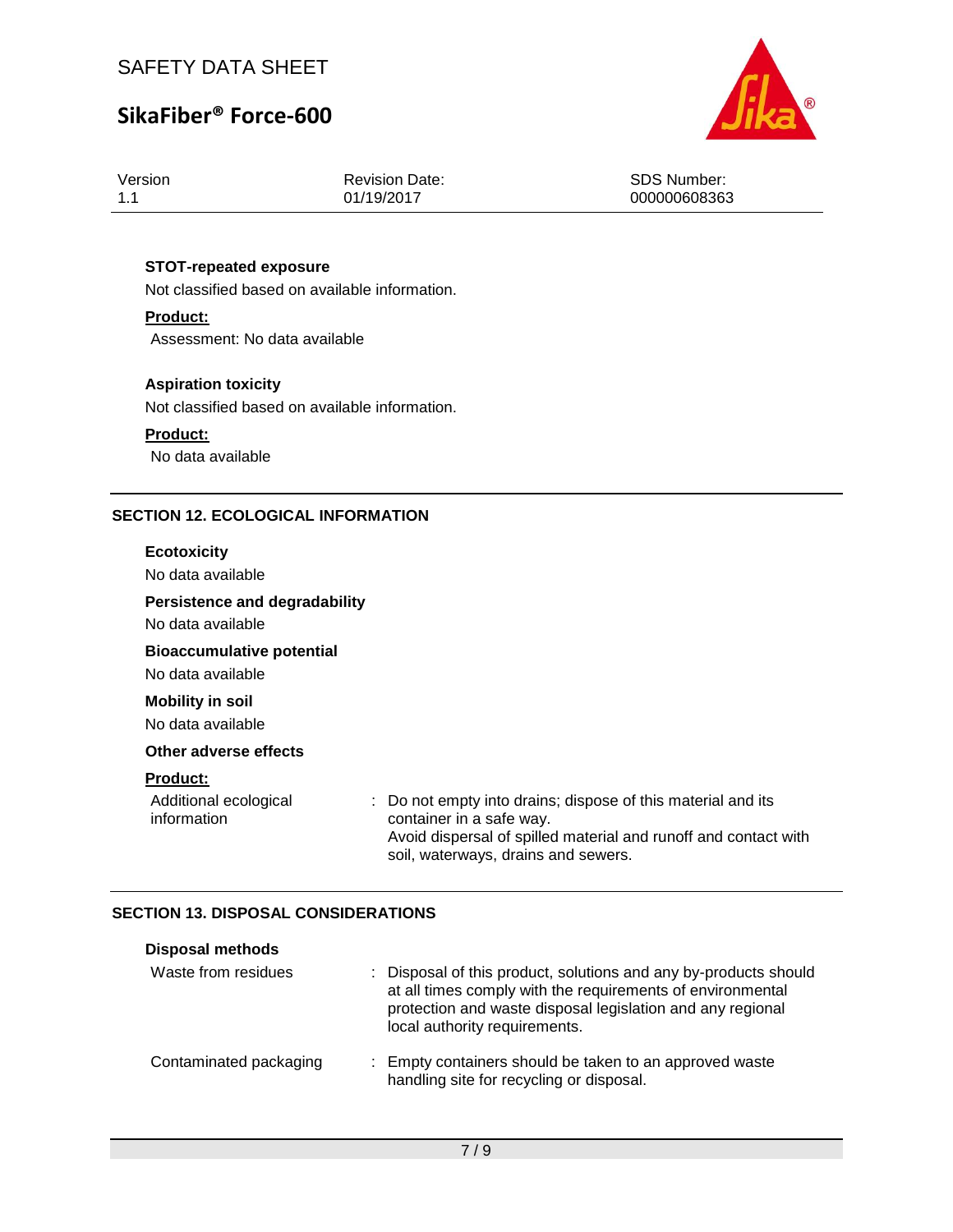**STOT-repeated exposure**

Not classified based on available information.

**Product:**

Assessment: No data available

**Aspiration toxicity**

Not classified based on available information.

**Product:**

No data available

## SECTION 12. ECOLOGICAL INFORMATION

**Ecotoxicity**

No data available

**Persistence and degradability**

No data available

**Bioaccumulative potential**

No data available

**Mobility in soil**

No data available

**Other adverse effects**

**Product:**

| | |
|---|---|
| Additional ecological information | : Do not empty into drains; dispose of this material and its container in a safe way. Avoid dispersal of spilled material and runoff and contact with soil, waterways, drains and sewers. |

## SECTION 13. DISPOSAL CONSIDERATIONS

**Disposal methods**

| | |
|---|---|
| Waste from residues | : Disposal of this product, solutions and any by-products should at all times comply with the requirements of environmental protection and waste disposal legislation and any regional local authority requirements. |
| Contaminated packaging | : Empty containers should be taken to an approved waste handling site for recycling or disposal. |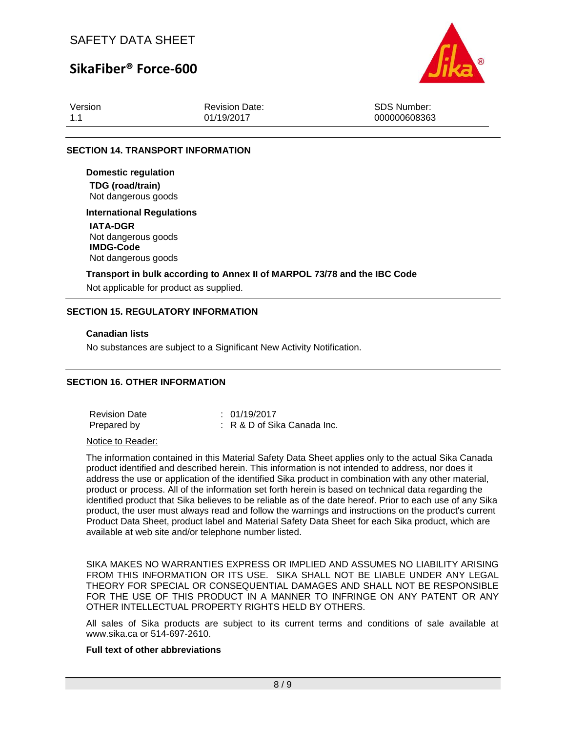## SECTION 14. TRANSPORT INFORMATION

**Domestic regulation**

**TDG (road/train)**
Not dangerous goods

**International Regulations**

**IATA-DGR**
Not dangerous goods

**IMDG-Code**
Not dangerous goods

**Transport in bulk according to Annex II of MARPOL 73/78 and the IBC Code**

Not applicable for product as supplied.

## SECTION 15. REGULATORY INFORMATION

**Canadian lists**

No substances are subject to a Significant New Activity Notification.

## SECTION 16. OTHER INFORMATION

| | |
|---|---|
| Revision Date | : 01/19/2017 |
| Prepared by | : R & D of Sika Canada Inc. |

Notice to Reader:

The information contained in this Material Safety Data Sheet applies only to the actual Sika Canada product identified and described herein. This information is not intended to address, nor does it address the use or application of the identified Sika product in combination with any other material, product or process. All of the information set forth herein is based on technical data regarding the identified product that Sika believes to be reliable as of the date hereof. Prior to each use of any Sika product, the user must always read and follow the warnings and instructions on the product's current Product Data Sheet, product label and Material Safety Data Sheet for each Sika product, which are available at web site and/or telephone number listed.

SIKA MAKES NO WARRANTIES EXPRESS OR IMPLIED AND ASSUMES NO LIABILITY ARISING FROM THIS INFORMATION OR ITS USE. SIKA SHALL NOT BE LIABLE UNDER ANY LEGAL THEORY FOR SPECIAL OR CONSEQUENTIAL DAMAGES AND SHALL NOT BE RESPONSIBLE FOR THE USE OF THIS PRODUCT IN A MANNER TO INFRINGE ON ANY PATENT OR ANY OTHER INTELLECTUAL PROPERTY RIGHTS HELD BY OTHERS.

All sales of Sika products are subject to its current terms and conditions of sale available at www.sika.ca or 514-697-2610.

**Full text of other abbreviations**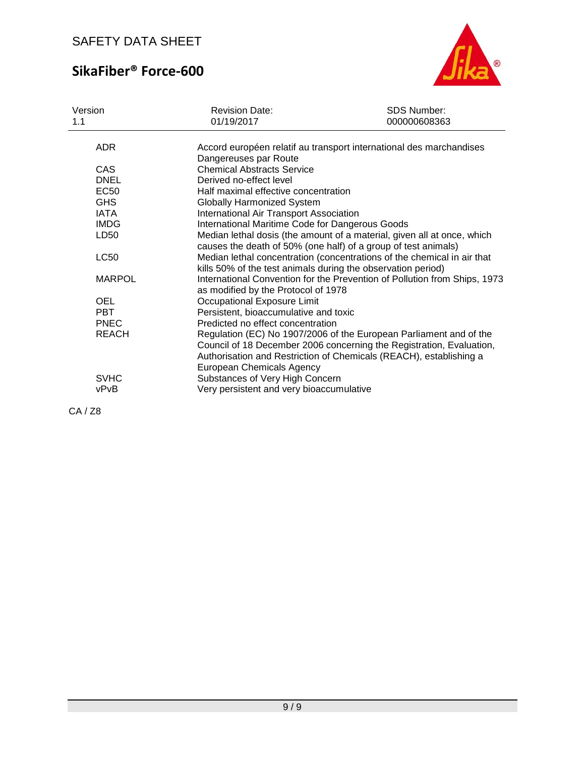| | |
|---|---|
| ADR | Accord européen relatif au transport international des marchandises Dangereuses par Route |
| CAS | Chemical Abstracts Service |
| DNEL | Derived no-effect level |
| EC50 | Half maximal effective concentration |
| GHS | Globally Harmonized System |
| IATA | International Air Transport Association |
| IMDG | International Maritime Code for Dangerous Goods |
| LD50 | Median lethal dosis (the amount of a material, given all at once, which causes the death of 50% (one half) of a group of test animals) |
| LC50 | Median lethal concentration (concentrations of the chemical in air that kills 50% of the test animals during the observation period) |
| MARPOL | International Convention for the Prevention of Pollution from Ships, 1973 as modified by the Protocol of 1978 |
| OEL | Occupational Exposure Limit |
| PBT | Persistent, bioaccumulative and toxic |
| PNEC | Predicted no effect concentration |
| REACH | Regulation (EC) No 1907/2006 of the European Parliament and of the Council of 18 December 2006 concerning the Registration, Evaluation, Authorisation and Restriction of Chemicals (REACH), establishing a European Chemicals Agency |
| SVHC | Substances of Very High Concern |
| vPvB | Very persistent and very bioaccumulative |

CA / Z8